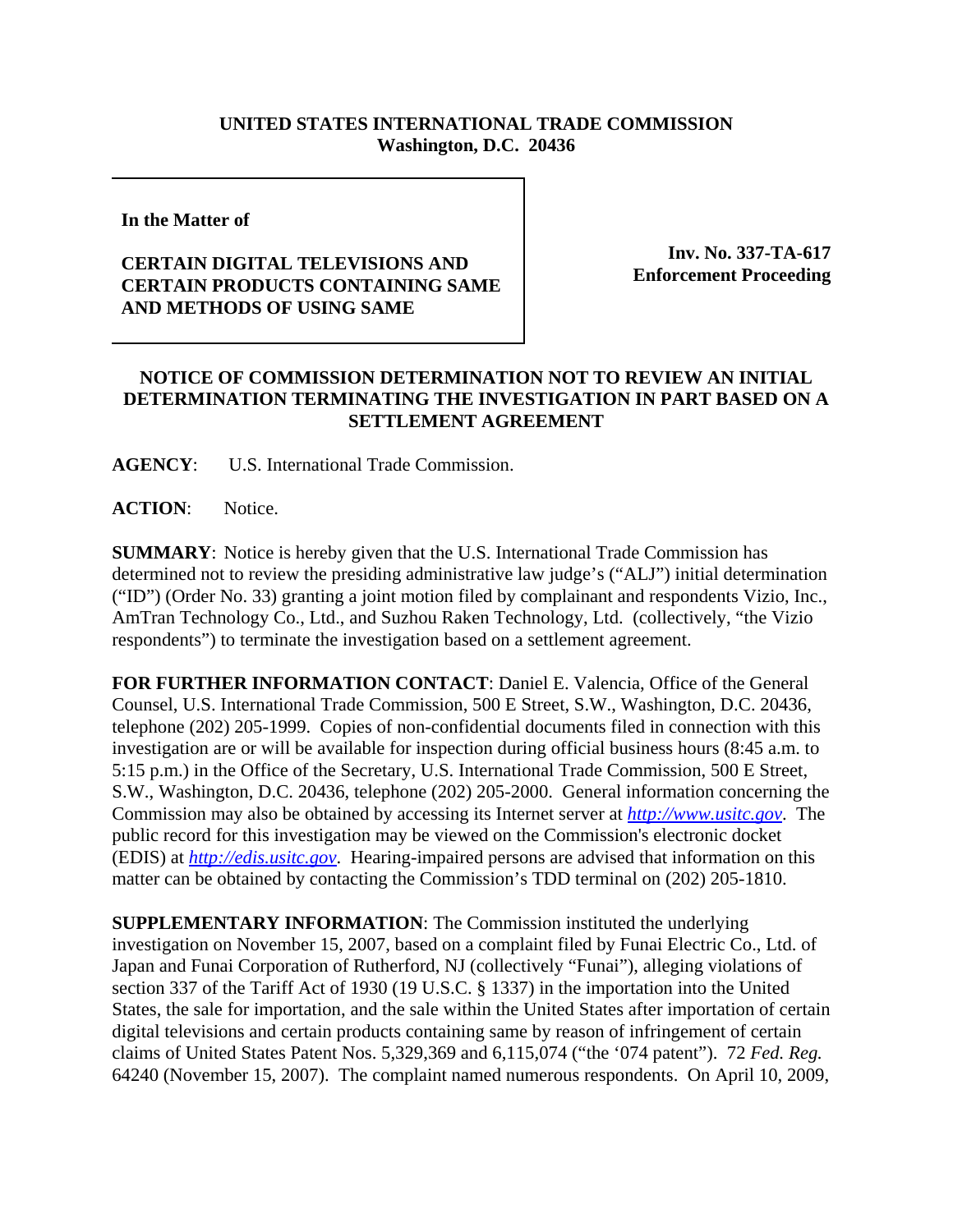**UNITED STATES INTERNATIONAL TRADE COMMISSION**
**Washington, D.C. 20436**

**In the Matter of**

**CERTAIN DIGITAL TELEVISIONS AND CERTAIN PRODUCTS CONTAINING SAME AND METHODS OF USING SAME**

**Inv. No. 337-TA-617**
**Enforcement Proceeding**

## NOTICE OF COMMISSION DETERMINATION NOT TO REVIEW AN INITIAL DETERMINATION TERMINATING THE INVESTIGATION IN PART BASED ON A SETTLEMENT AGREEMENT

**AGENCY**: U.S. International Trade Commission.

**ACTION**: Notice.

**SUMMARY**: Notice is hereby given that the U.S. International Trade Commission has determined not to review the presiding administrative law judge's ("ALJ") initial determination ("ID") (Order No. 33) granting a joint motion filed by complainant and respondents Vizio, Inc., AmTran Technology Co., Ltd., and Suzhou Raken Technology, Ltd. (collectively, "the Vizio respondents") to terminate the investigation based on a settlement agreement.

**FOR FURTHER INFORMATION CONTACT**: Daniel E. Valencia, Office of the General Counsel, U.S. International Trade Commission, 500 E Street, S.W., Washington, D.C. 20436, telephone (202) 205-1999. Copies of non-confidential documents filed in connection with this investigation are or will be available for inspection during official business hours (8:45 a.m. to 5:15 p.m.) in the Office of the Secretary, U.S. International Trade Commission, 500 E Street, S.W., Washington, D.C. 20436, telephone (202) 205-2000. General information concerning the Commission may also be obtained by accessing its Internet server at *http://www.usitc.gov*. The public record for this investigation may be viewed on the Commission's electronic docket (EDIS) at *http://edis.usitc.gov*. Hearing-impaired persons are advised that information on this matter can be obtained by contacting the Commission's TDD terminal on (202) 205-1810.

**SUPPLEMENTARY INFORMATION**: The Commission instituted the underlying investigation on November 15, 2007, based on a complaint filed by Funai Electric Co., Ltd. of Japan and Funai Corporation of Rutherford, NJ (collectively "Funai"), alleging violations of section 337 of the Tariff Act of 1930 (19 U.S.C. § 1337) in the importation into the United States, the sale for importation, and the sale within the United States after importation of certain digital televisions and certain products containing same by reason of infringement of certain claims of United States Patent Nos. 5,329,369 and 6,115,074 ("the '074 patent"). 72 *Fed. Reg.* 64240 (November 15, 2007). The complaint named numerous respondents. On April 10, 2009,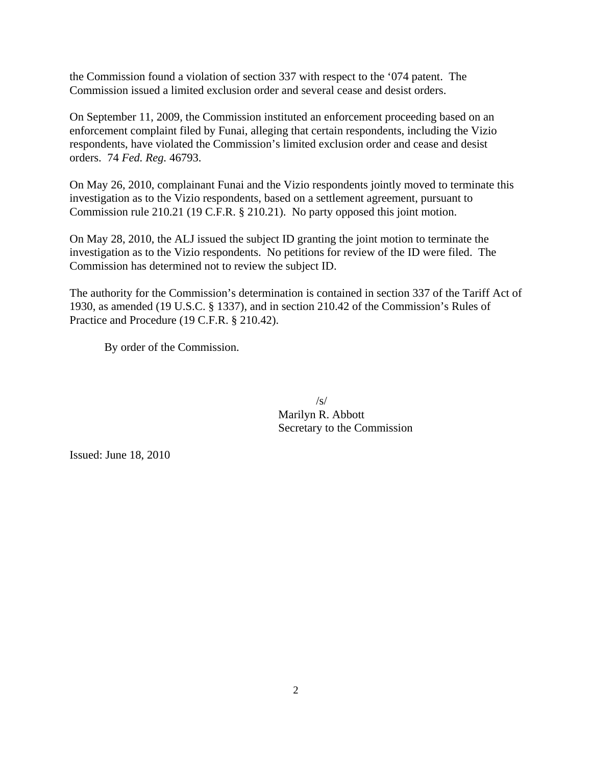the Commission found a violation of section 337 with respect to the '074 patent. The Commission issued a limited exclusion order and several cease and desist orders.

On September 11, 2009, the Commission instituted an enforcement proceeding based on an enforcement complaint filed by Funai, alleging that certain respondents, including the Vizio respondents, have violated the Commission's limited exclusion order and cease and desist orders. 74 *Fed. Reg.* 46793.

On May 26, 2010, complainant Funai and the Vizio respondents jointly moved to terminate this investigation as to the Vizio respondents, based on a settlement agreement, pursuant to Commission rule 210.21 (19 C.F.R. § 210.21). No party opposed this joint motion.

On May 28, 2010, the ALJ issued the subject ID granting the joint motion to terminate the investigation as to the Vizio respondents. No petitions for review of the ID were filed. The Commission has determined not to review the subject ID.

The authority for the Commission's determination is contained in section 337 of the Tariff Act of 1930, as amended (19 U.S.C. § 1337), and in section 210.42 of the Commission's Rules of Practice and Procedure (19 C.F.R. § 210.42).

By order of the Commission.

/s/
Marilyn R. Abbott
Secretary to the Commission

Issued: June 18, 2010